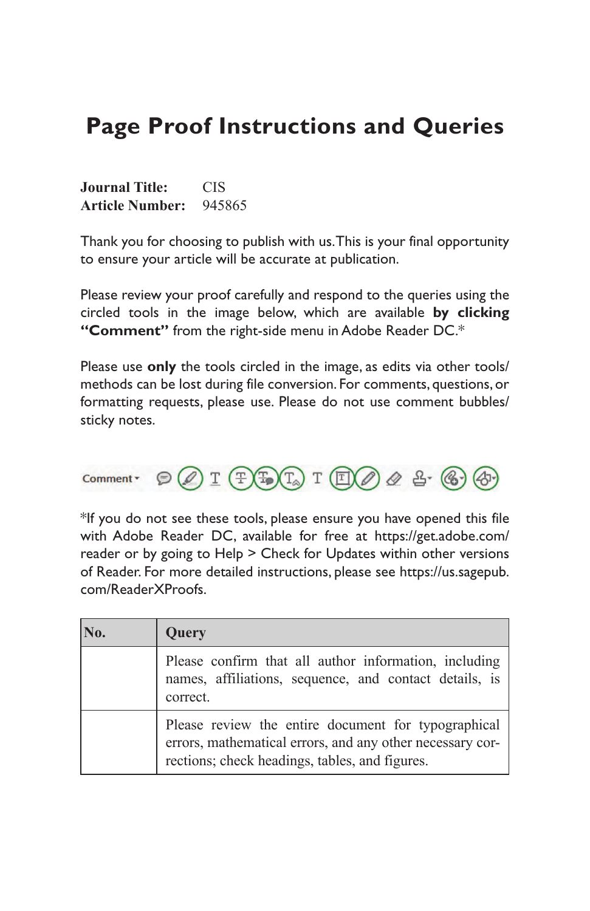# Page Proof Instructions and Queries

**Journal Title:** CIS
**Article Number:** 945865

Thank you for choosing to publish with us. This is your final opportunity to ensure your article will be accurate at publication.

Please review your proof carefully and respond to the queries using the circled tools in the image below, which are available **by clicking "Comment"** from the right-side menu in Adobe Reader DC.*

Please use **only** the tools circled in the image, as edits via other tools/methods can be lost during file conversion. For comments, questions, or formatting requests, please use. Please do not use comment bubbles/sticky notes.

Comment ▾

*If you do not see these tools, please ensure you have opened this file with Adobe Reader DC, available for free at https://get.adobe.com/reader or by going to Help > Check for Updates within other versions of Reader. For more detailed instructions, please see https://us.sagepub.com/ReaderXProofs.

| No. | Query |
| --- | --- |
| | Please confirm that all author information, including names, affiliations, sequence, and contact details, is correct. |
| | Please review the entire document for typographical errors, mathematical errors, and any other necessary corrections; check headings, tables, and figures. |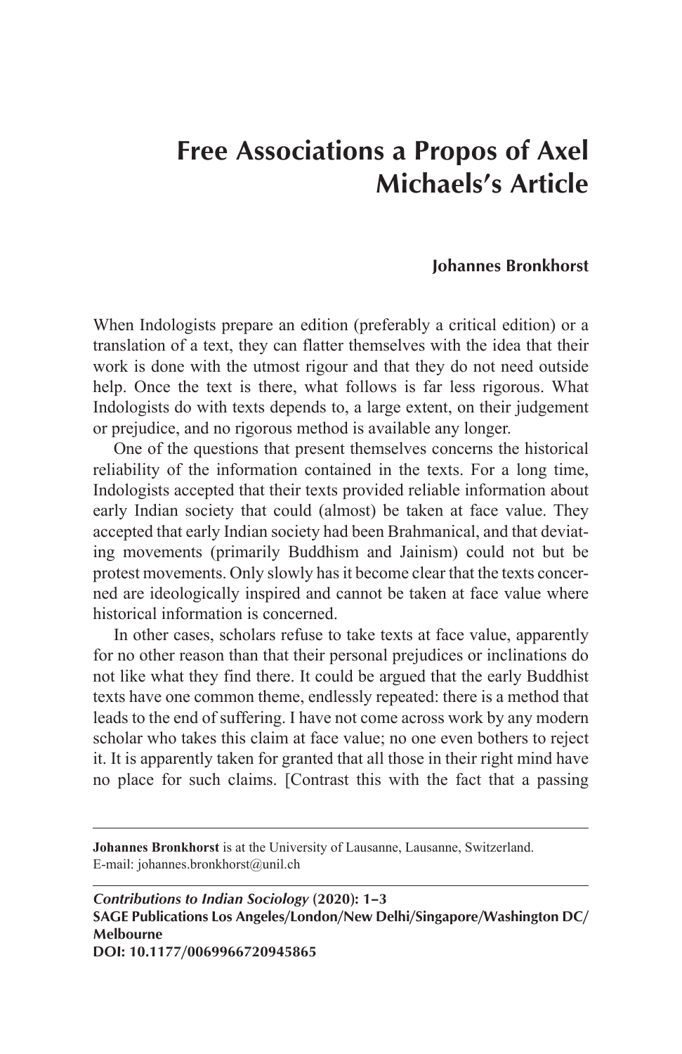# Free Associations a Propos of Axel Michaels's Article

**Johannes Bronkhorst**

When Indologists prepare an edition (preferably a critical edition) or a translation of a text, they can flatter themselves with the idea that their work is done with the utmost rigour and that they do not need outside help. Once the text is there, what follows is far less rigorous. What Indologists do with texts depends to, a large extent, on their judgement or prejudice, and no rigorous method is available any longer.

One of the questions that present themselves concerns the historical reliability of the information contained in the texts. For a long time, Indologists accepted that their texts provided reliable information about early Indian society that could (almost) be taken at face value. They accepted that early Indian society had been Brahmanical, and that deviating movements (primarily Buddhism and Jainism) could not but be protest movements. Only slowly has it become clear that the texts concerned are ideologically inspired and cannot be taken at face value where historical information is concerned.

In other cases, scholars refuse to take texts at face value, apparently for no other reason than that their personal prejudices or inclinations do not like what they find there. It could be argued that the early Buddhist texts have one common theme, endlessly repeated: there is a method that leads to the end of suffering. I have not come across work by any modern scholar who takes this claim at face value; no one even bothers to reject it. It is apparently taken for granted that all those in their right mind have no place for such claims. [Contrast this with the fact that a passing

---

**Johannes Bronkhorst** is at the University of Lausanne, Lausanne, Switzerland. E-mail: johannes.bronkhorst@unil.ch

***Contributions to Indian Sociology*** **(2020): 1–3**
**SAGE Publications Los Angeles/London/New Delhi/Singapore/Washington DC/Melbourne**
**DOI: 10.1177/0069966720945865**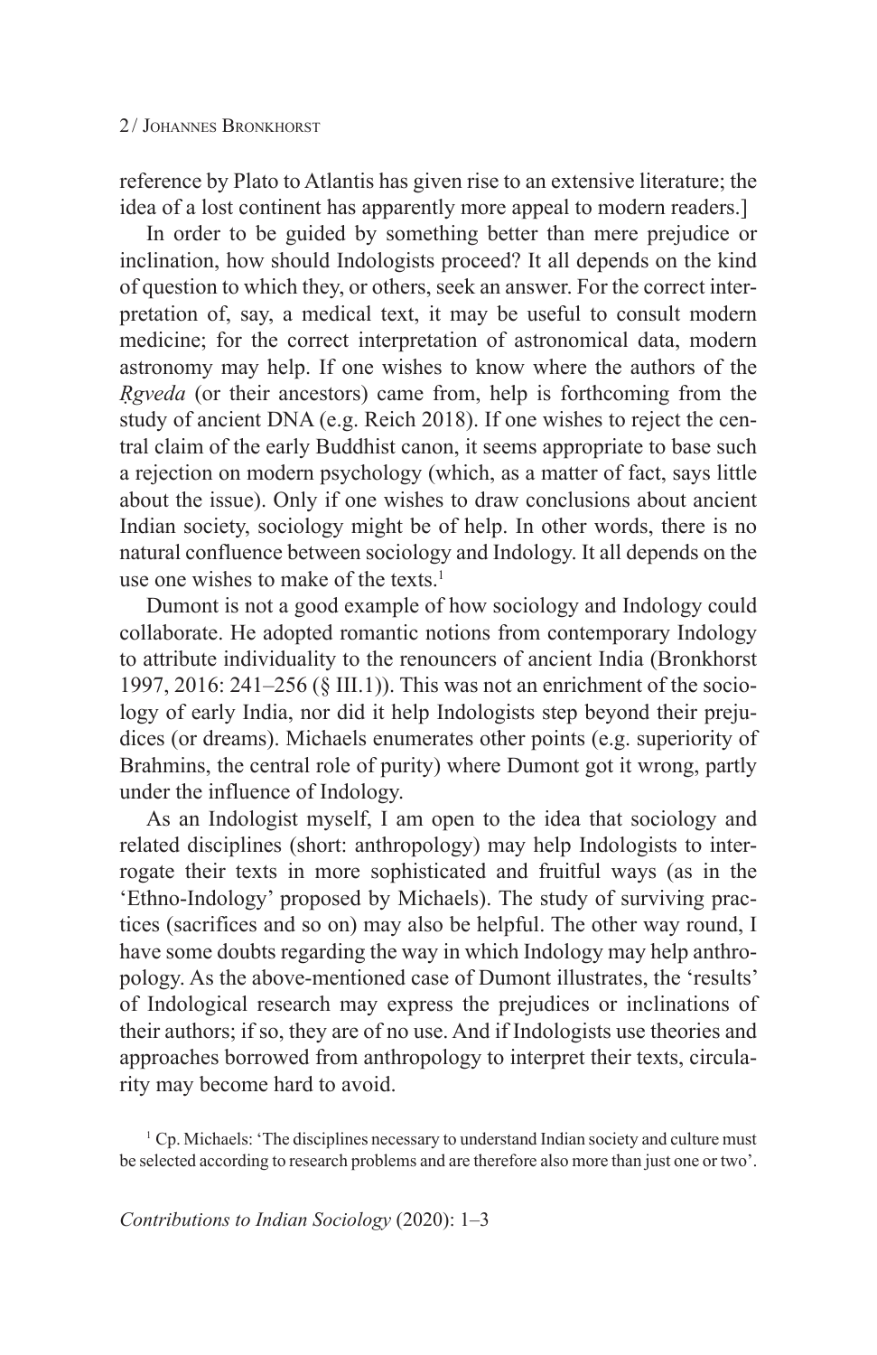reference by Plato to Atlantis has given rise to an extensive literature; the idea of a lost continent has apparently more appeal to modern readers.]

In order to be guided by something better than mere prejudice or inclination, how should Indologists proceed? It all depends on the kind of question to which they, or others, seek an answer. For the correct interpretation of, say, a medical text, it may be useful to consult modern medicine; for the correct interpretation of astronomical data, modern astronomy may help. If one wishes to know where the authors of the *Ṛgveda* (or their ancestors) came from, help is forthcoming from the study of ancient DNA (e.g. Reich 2018). If one wishes to reject the central claim of the early Buddhist canon, it seems appropriate to base such a rejection on modern psychology (which, as a matter of fact, says little about the issue). Only if one wishes to draw conclusions about ancient Indian society, sociology might be of help. In other words, there is no natural confluence between sociology and Indology. It all depends on the use one wishes to make of the texts.[1]

Dumont is not a good example of how sociology and Indology could collaborate. He adopted romantic notions from contemporary Indology to attribute individuality to the renouncers of ancient India (Bronkhorst 1997, 2016: 241–256 (§ III.1)). This was not an enrichment of the sociology of early India, nor did it help Indologists step beyond their prejudices (or dreams). Michaels enumerates other points (e.g. superiority of Brahmins, the central role of purity) where Dumont got it wrong, partly under the influence of Indology.

As an Indologist myself, I am open to the idea that sociology and related disciplines (short: anthropology) may help Indologists to interrogate their texts in more sophisticated and fruitful ways (as in the 'Ethno-Indology' proposed by Michaels). The study of surviving practices (sacrifices and so on) may also be helpful. The other way round, I have some doubts regarding the way in which Indology may help anthropology. As the above-mentioned case of Dumont illustrates, the 'results' of Indological research may express the prejudices or inclinations of their authors; if so, they are of no use. And if Indologists use theories and approaches borrowed from anthropology to interpret their texts, circularity may become hard to avoid.

[1] Cp. Michaels: 'The disciplines necessary to understand Indian society and culture must be selected according to research problems and are therefore also more than just one or two'.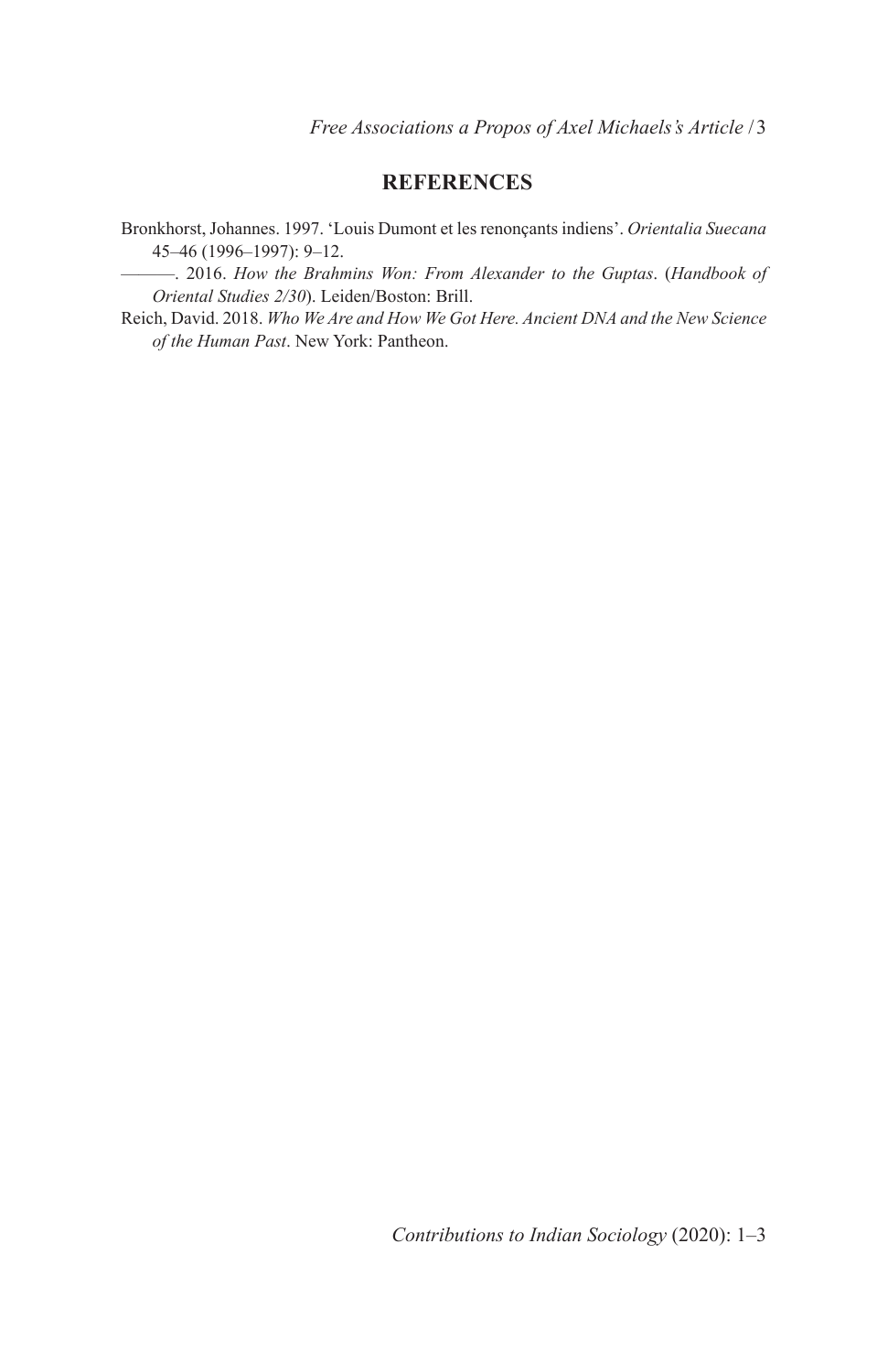## REFERENCES

Bronkhorst, Johannes. 1997. 'Louis Dumont et les renonçants indiens'. *Orientalia Suecana* 45–46 (1996–1997): 9–12.

———. 2016. *How the Brahmins Won: From Alexander to the Guptas*. (*Handbook of Oriental Studies 2/30*). Leiden/Boston: Brill.

Reich, David. 2018. *Who We Are and How We Got Here. Ancient DNA and the New Science of the Human Past*. New York: Pantheon.